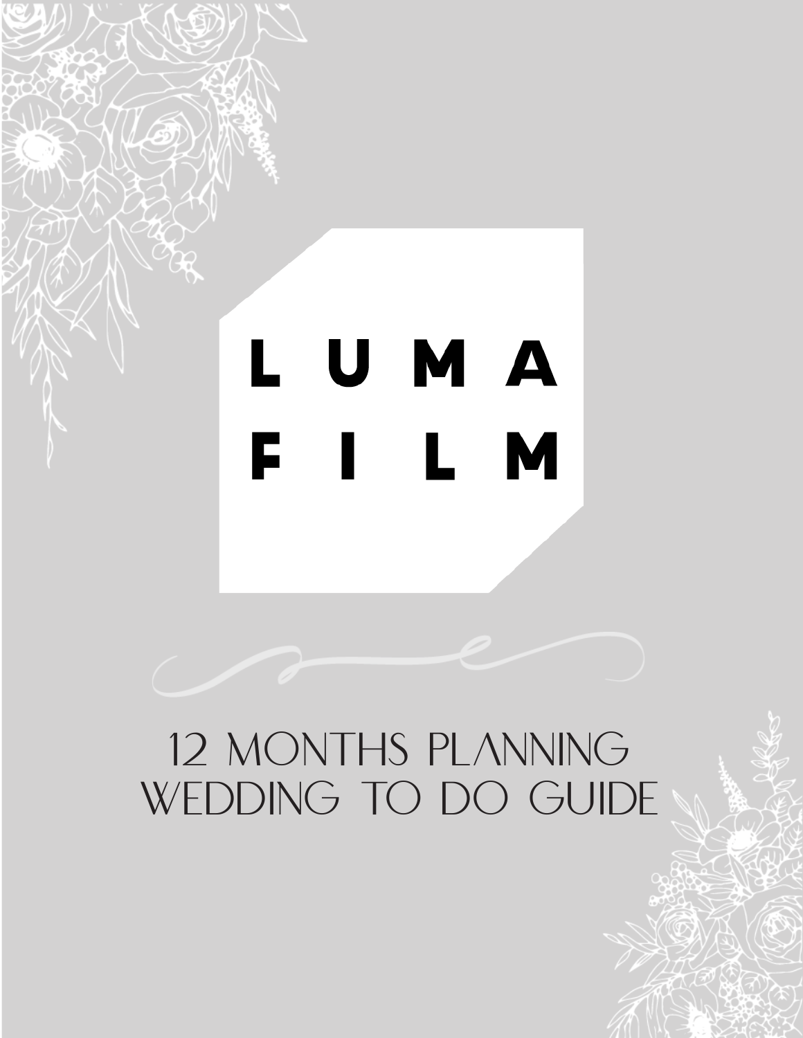# LUMA FILM

## 12 MONTHS PLANNING WEDDING TO DO GUIDE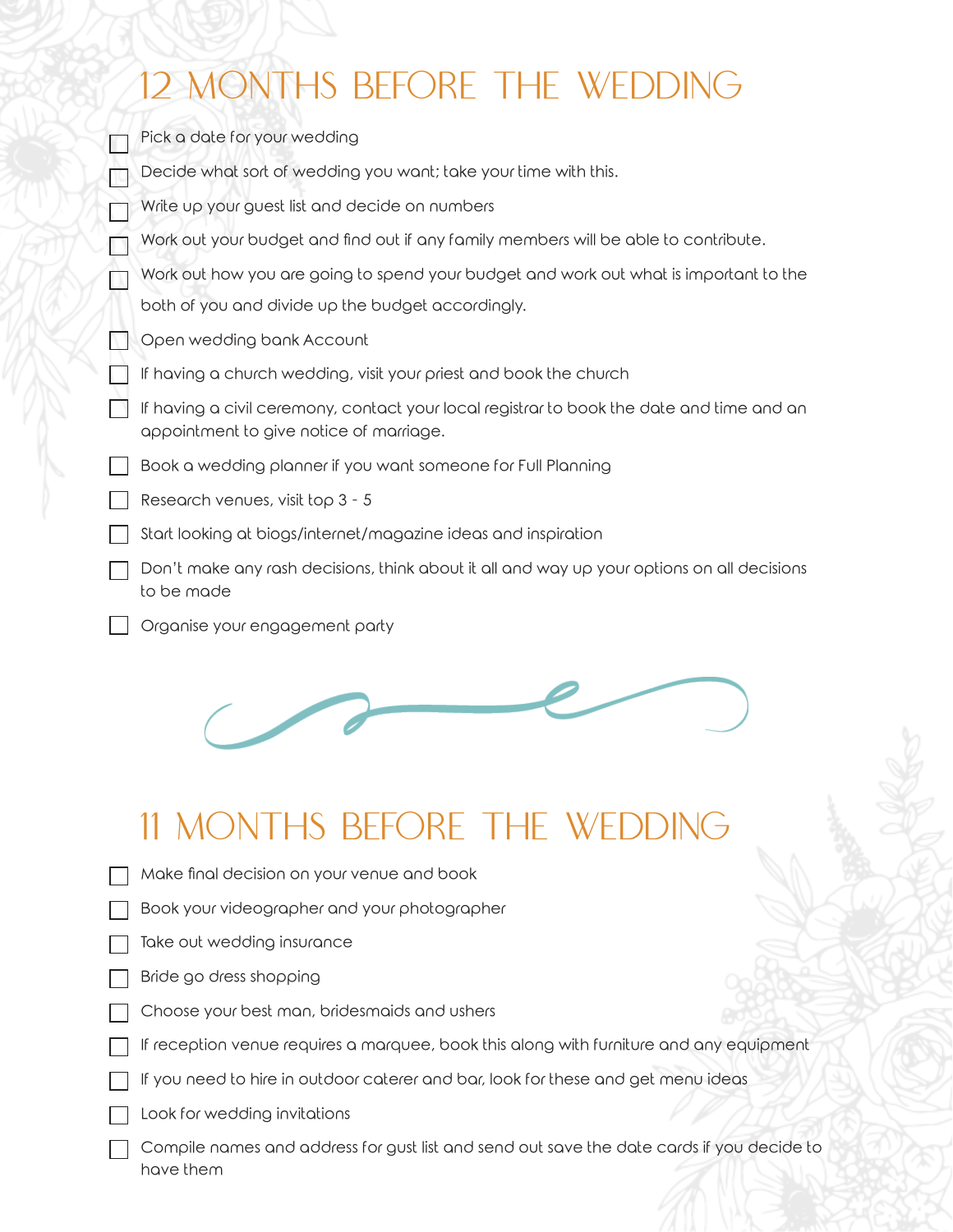# 12 MONTHS BEFORE THE WEDDING

- [ ] Pick a date for your wedding
- [ ] Decide what sort of wedding you want; take your time with this.
- [ ] Write up your guest list and decide on numbers
- [ ] Work out your budget and find out if any family members will be able to contribute.
- [ ] Work out how you are going to spend your budget and work out what is important to the both of you and divide up the budget accordingly.
- [ ] Open wedding bank Account
- [ ] If having a church wedding, visit your priest and book the church
- [ ] If having a civil ceremony, contact your local registrar to book the date and time and an appointment to give notice of marriage.
- [ ] Book a wedding planner if you want someone for Full Planning
- [ ] Research venues, visit top 3 - 5
- [ ] Start looking at blogs/internet/magazine ideas and inspiration
- [ ] Don't make any rash decisions, think about it all and way up your options on all decisions to be made
- [ ] Organise your engagement party

# 11 MONTHS BEFORE THE WEDDING

- [ ] Make final decision on your venue and book
- [ ] Book your videographer and your photographer
- [ ] Take out wedding insurance
- [ ] Bride go dress shopping
- [ ] Choose your best man, bridesmaids and ushers
- [ ] If reception venue requires a marquee, book this along with furniture and any equipment
- [ ] If you need to hire in outdoor caterer and bar, look for these and get menu ideas
- [ ] Look for wedding invitations
- [ ] Compile names and address for gust list and send out save the date cards if you decide to have them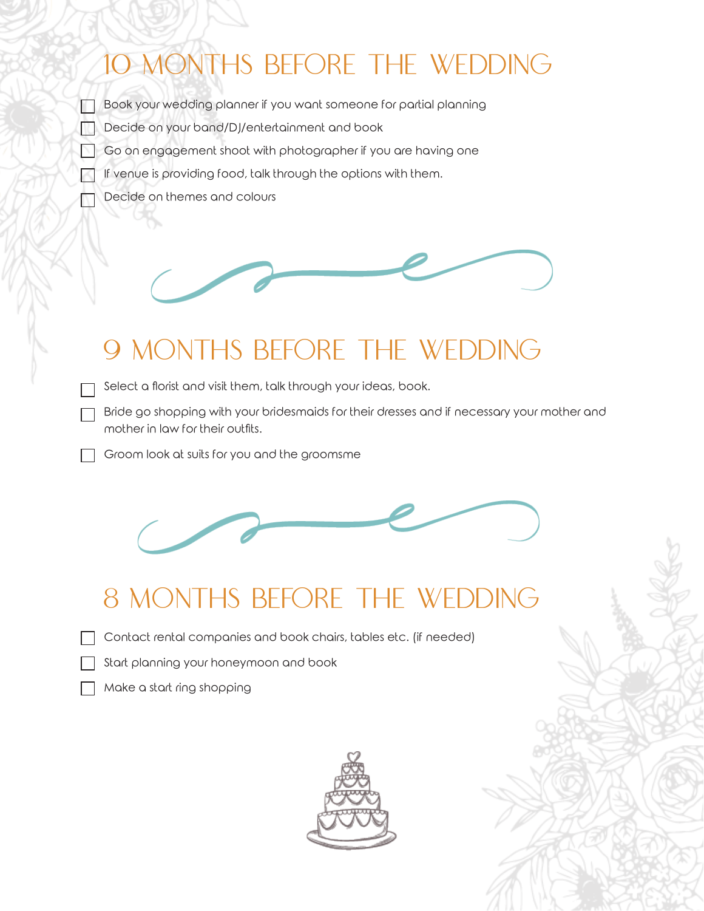# 10 MONTHS BEFORE THE WEDDING

- [ ] Book your wedding planner if you want someone for partial planning
- [ ] Decide on your band/DJ/entertainment and book
- [ ] Go on engagement shoot with photographer if you are having one
- [ ] If venue is providing food, talk through the options with them.
- [ ] Decide on themes and colours

# 9 MONTHS BEFORE THE WEDDING

- [ ] Select a florist and visit them, talk through your ideas, book.
- [ ] Bride go shopping with your bridesmaids for their dresses and if necessary your mother and mother in law for their outfits.
- [ ] Groom look at suits for you and the groomsme

# 8 MONTHS BEFORE THE WEDDING

- [ ] Contact rental companies and book chairs, tables etc. (if needed)
- [ ] Start planning your honeymoon and book
- [ ] Make a start ring shopping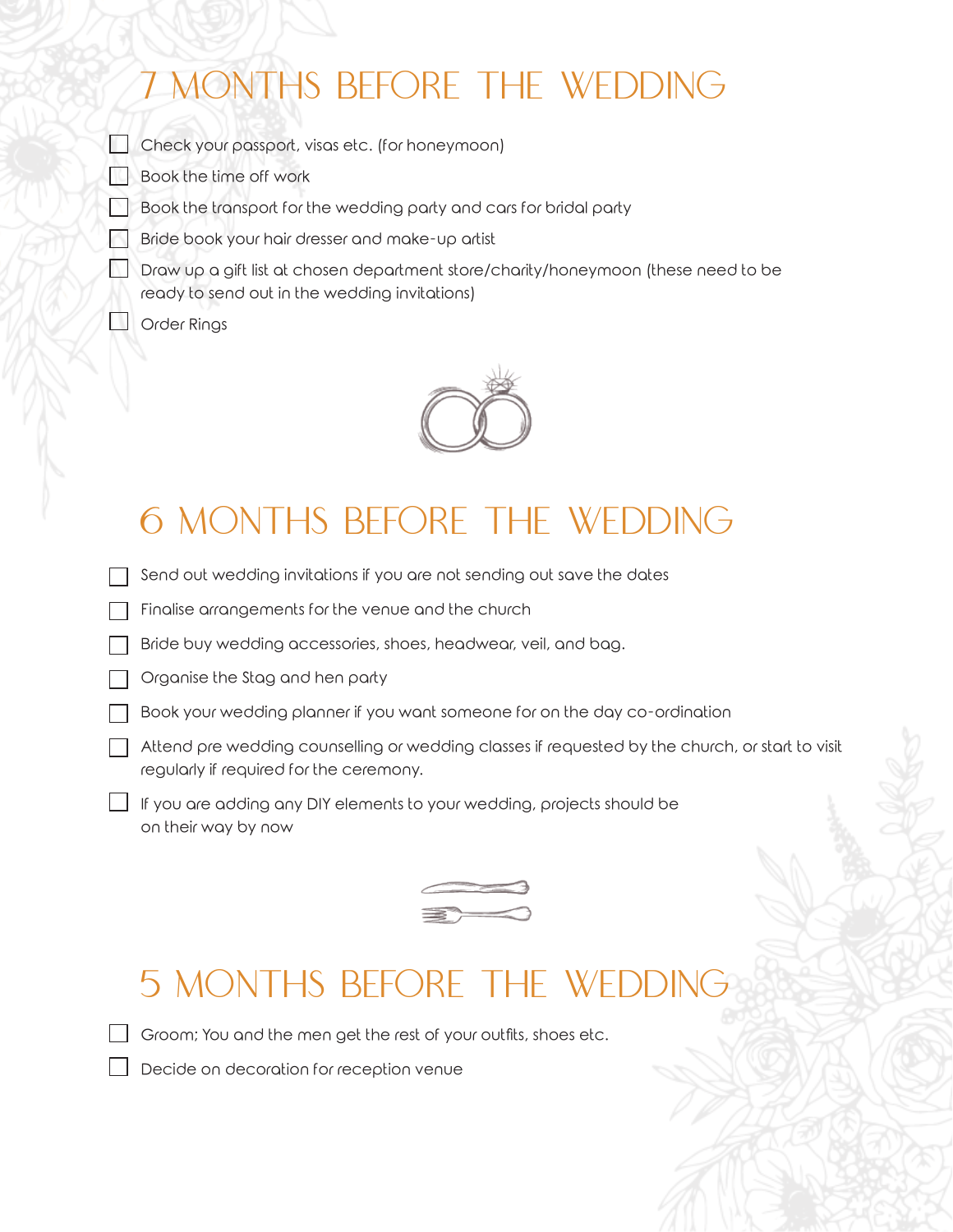## 7 MONTHS BEFORE THE WEDDING

- [ ] Check your passport, visas etc. (for honeymoon)
- [ ] Book the time off work
- [ ] Book the transport for the wedding party and cars for bridal party
- [ ] Bride book your hair dresser and make-up artist
- [ ] Draw up a gift list at chosen department store/charity/honeymoon (these need to be ready to send out in the wedding invitations)
- [ ] Order Rings

## 6 MONTHS BEFORE THE WEDDING

- [ ] Send out wedding invitations if you are not sending out save the dates
- [ ] Finalise arrangements for the venue and the church
- [ ] Bride buy wedding accessories, shoes, headwear, veil, and bag.
- [ ] Organise the Stag and hen party
- [ ] Book your wedding planner if you want someone for on the day co-ordination
- [ ] Attend pre wedding counselling or wedding classes if requested by the church, or start to visit regularly if required for the ceremony.
- [ ] If you are adding any DIY elements to your wedding, projects should be on their way by now

## 5 MONTHS BEFORE THE WEDDING

- [ ] Groom; You and the men get the rest of your outfits, shoes etc.
- [ ] Decide on decoration for reception venue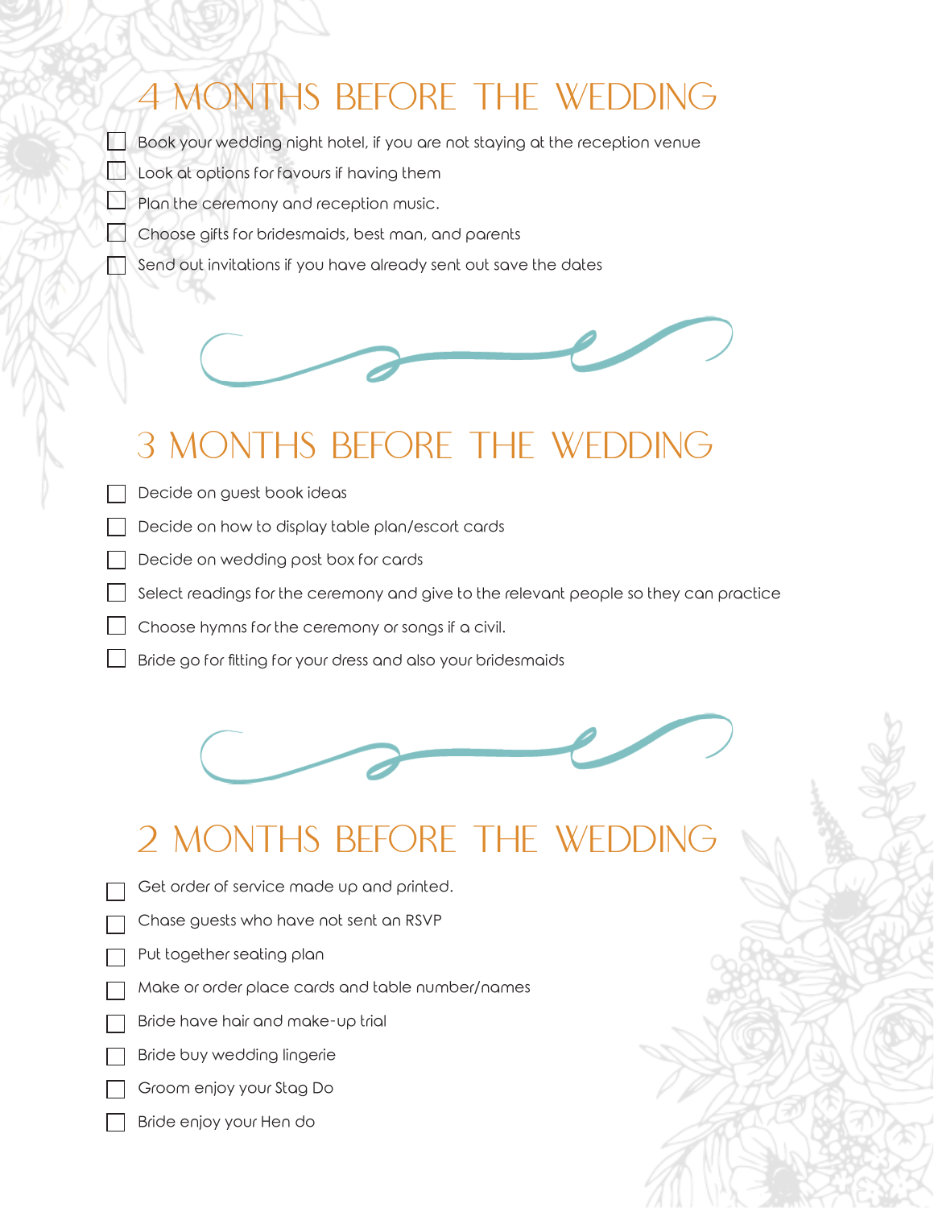## 4 MONTHS BEFORE THE WEDDING

- [ ] Book your wedding night hotel, if you are not staying at the reception venue
- [ ] Look at options for favours if having them
- [ ] Plan the ceremony and reception music.
- [ ] Choose gifts for bridesmaids, best man, and parents
- [ ] Send out invitations if you have already sent out save the dates

## 3 MONTHS BEFORE THE WEDDING

- [ ] Decide on guest book ideas
- [ ] Decide on how to display table plan/escort cards
- [ ] Decide on wedding post box for cards
- [ ] Select readings for the ceremony and give to the relevant people so they can practice
- [ ] Choose hymns for the ceremony or songs if a civil.
- [ ] Bride go for fitting for your dress and also your bridesmaids

## 2 MONTHS BEFORE THE WEDDING

- [ ] Get order of service made up and printed.
- [ ] Chase guests who have not sent an RSVP
- [ ] Put together seating plan
- [ ] Make or order place cards and table number/names
- [ ] Bride have hair and make-up trial
- [ ] Bride buy wedding lingerie
- [ ] Groom enjoy your Stag Do
- [ ] Bride enjoy your Hen do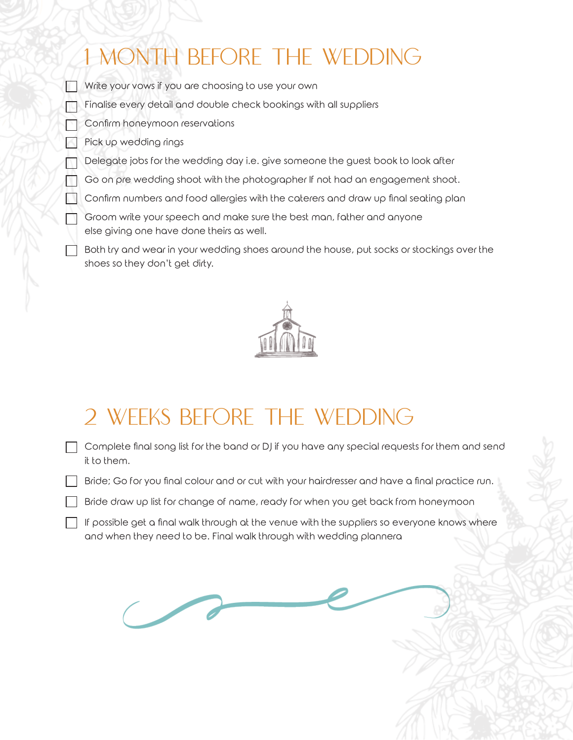# 1 MONTH BEFORE THE WEDDING

- [ ] Write your vows if you are choosing to use your own
- [ ] Finalise every detail and double check bookings with all suppliers
- [ ] Confirm honeymoon reservations
- [ ] Pick up wedding rings
- [ ] Delegate jobs for the wedding day i.e. give someone the guest book to look after
- [ ] Go on pre wedding shoot with the photographer If not had an engagement shoot.
- [ ] Confirm numbers and food allergies with the caterers and draw up final seating plan
- [ ] Groom write your speech and make sure the best man, father and anyone else giving one have done theirs as well.
- [ ] Both try and wear in your wedding shoes around the house, put socks or stockings over the shoes so they don't get dirty.

# 2 WEEKS BEFORE THE WEDDING

- [ ] Complete final song list for the band or DJ if you have any special requests for them and send it to them.
- [ ] Bride; Go for you final colour and or cut with your hairdresser and have a final practice run.
- [ ] Bride draw up list for change of name, ready for when you get back from honeymoon
- [ ] If possible get a final walk through at the venue with the suppliers so everyone knows where and when they need to be. Final walk through with wedding plannera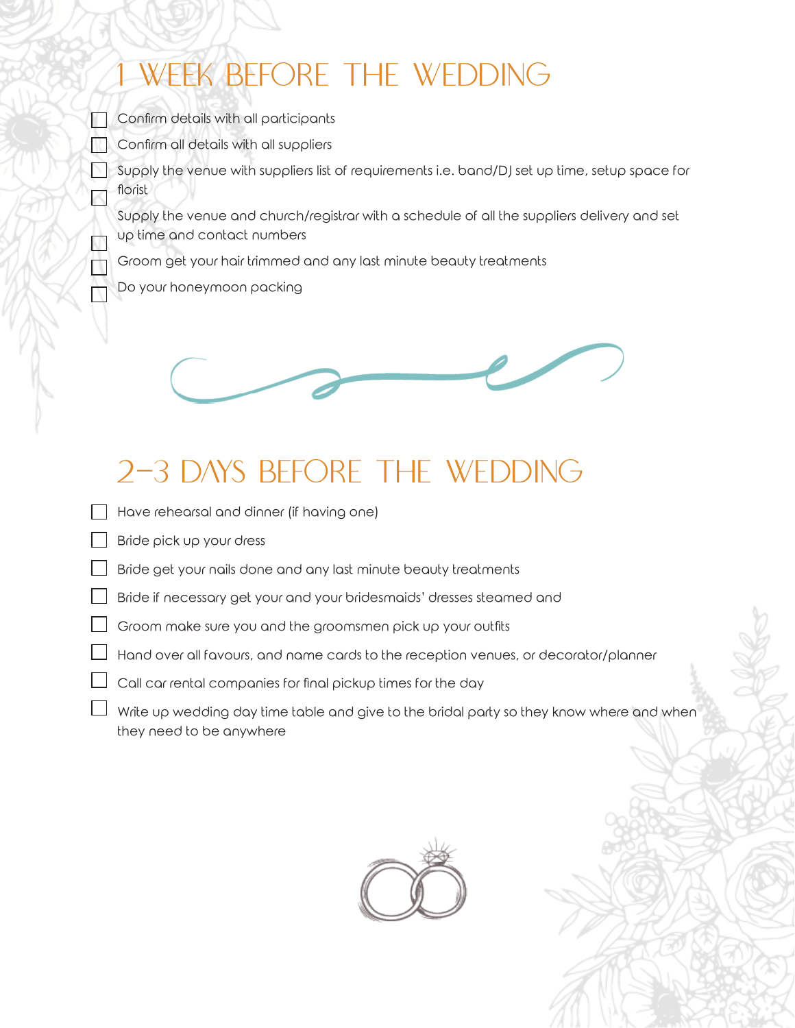# 1 WEEK BEFORE THE WEDDING

- [ ] Confirm details with all participants
- [ ] Confirm all details with all suppliers
- [ ] Supply the venue with suppliers list of requirements i.e. band/DJ set up time, setup space for florist
- [ ] Supply the venue and church/registrar with a schedule of all the suppliers delivery and set up time and contact numbers
- [ ] Groom get your hair trimmed and any last minute beauty treatments
- [ ] Do your honeymoon packing

# 2-3 DAYS BEFORE THE WEDDING

- [ ] Have rehearsal and dinner (if having one)
- [ ] Bride pick up your dress
- [ ] Bride get your nails done and any last minute beauty treatments
- [ ] Bride if necessary get your and your bridesmaids' dresses steamed and
- [ ] Groom make sure you and the groomsmen pick up your outfits
- [ ] Hand over all favours, and name cards to the reception venues, or decorator/planner
- [ ] Call car rental companies for final pickup times for the day
- [ ] Write up wedding day time table and give to the bridal party so they know where and when they need to be anywhere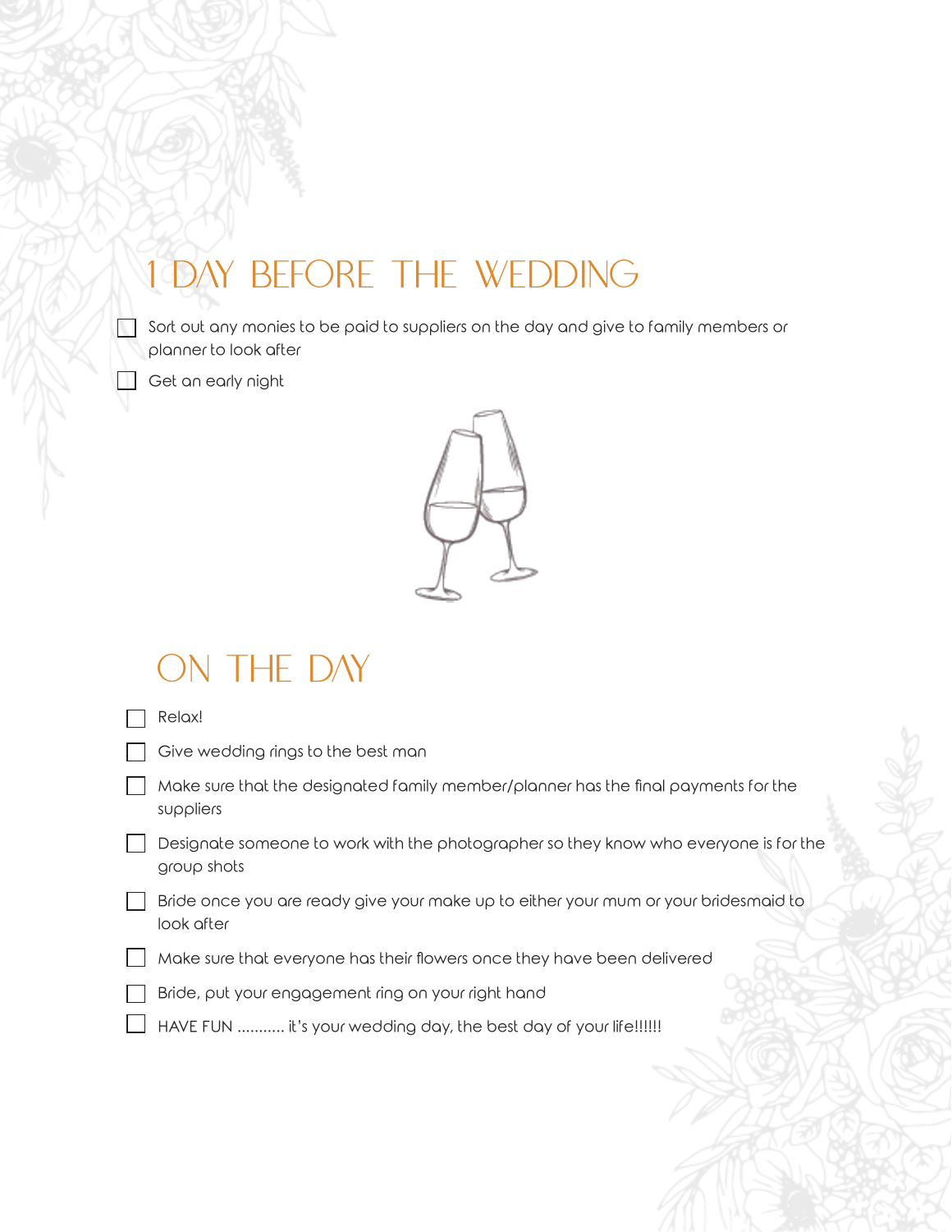# 1 DAY BEFORE THE WEDDING

- [ ] Sort out any monies to be paid to suppliers on the day and give to family members or planner to look after
- [ ] Get an early night

# ON THE DAY

- [ ] Relax!
- [ ] Give wedding rings to the best man
- [ ] Make sure that the designated family member/planner has the final payments for the suppliers
- [ ] Designate someone to work with the photographer so they know who everyone is for the group shots
- [ ] Bride once you are ready give your make up to either your mum or your bridesmaid to look after
- [ ] Make sure that everyone has their flowers once they have been delivered
- [ ] Bride, put your engagement ring on your right hand
- [ ] HAVE FUN ........... it's your wedding day, the best day of your life!!!!!!